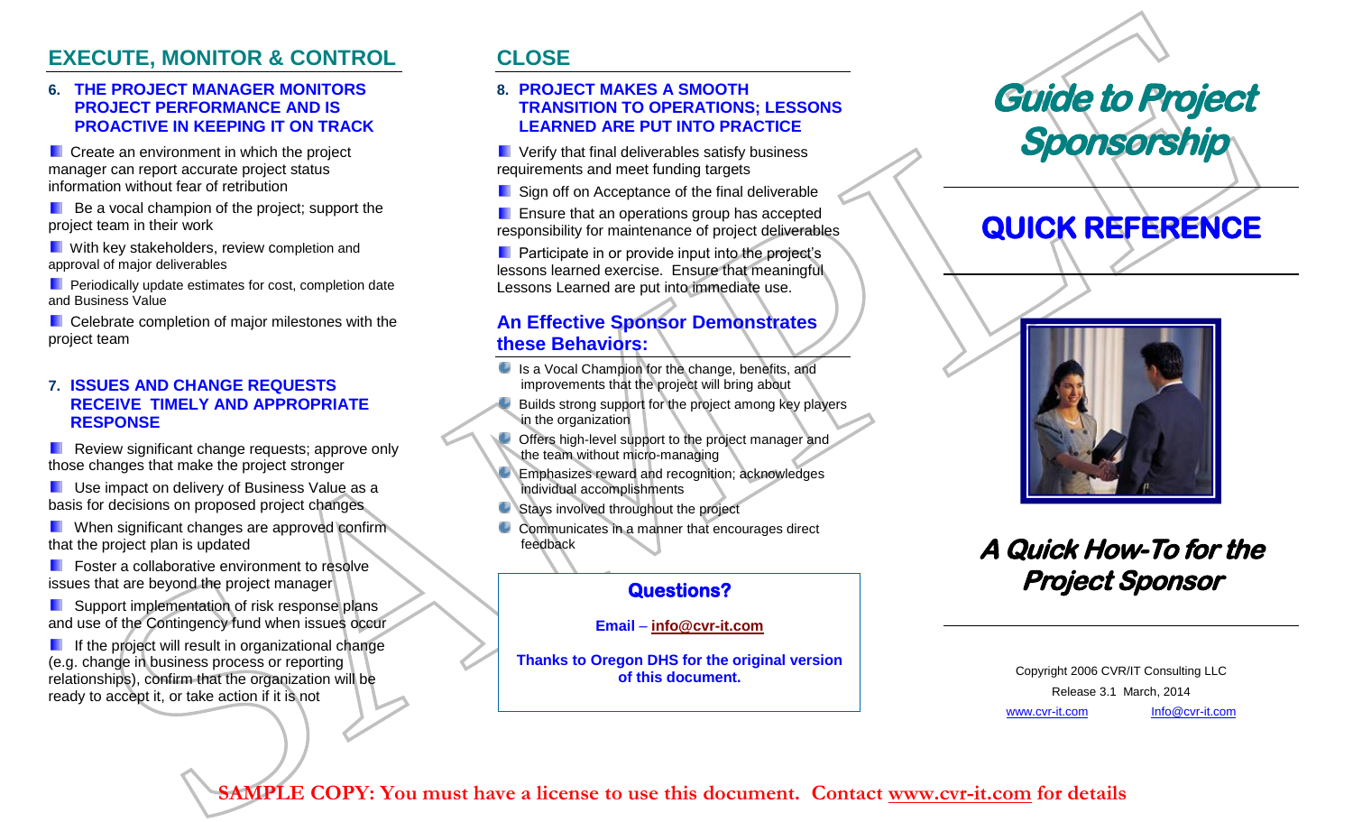## EXECUTE, MONITOR & CONTROL

### 6. THE PROJECT MANAGER MONITORS PROJECT PERFORMANCE AND IS PROACTIVE IN KEEPING IT ON TRACK

- Create an environment in which the project manager can report accurate project status information without fear of retribution
- Be a vocal champion of the project; support the project team in their work
- With key stakeholders, review completion and approval of major deliverables
- Periodically update estimates for cost, completion date and Business Value
- Celebrate completion of major milestones with the project team

### 7. ISSUES AND CHANGE REQUESTS RECEIVE TIMELY AND APPROPRIATE RESPONSE

- Review significant change requests; approve only those changes that make the project stronger
- Use impact on delivery of Business Value as a basis for decisions on proposed project changes
- When significant changes are approved confirm that the project plan is updated
- Foster a collaborative environment to resolve issues that are beyond the project manager
- Support implementation of risk response plans and use of the Contingency fund when issues occur
- If the project will result in organizational change (e.g. change in business process or reporting relationships), confirm that the organization will be ready to accept it, or take action if it is not

## CLOSE

### 8. PROJECT MAKES A SMOOTH TRANSITION TO OPERATIONS; LESSONS LEARNED ARE PUT INTO PRACTICE

- Verify that final deliverables satisfy business requirements and meet funding targets
- Sign off on Acceptance of the final deliverable
- Ensure that an operations group has accepted responsibility for maintenance of project deliverables
- Participate in or provide input into the project's lessons learned exercise. Ensure that meaningful Lessons Learned are put into immediate use.

### An Effective Sponsor Demonstrates these Behaviors:

- Is a Vocal Champion for the change, benefits, and improvements that the project will bring about
- Builds strong support for the project among key players in the organization
- Offers high-level support to the project manager and the team without micro-managing
- Emphasizes reward and recognition; acknowledges individual accomplishments
- Stays involved throughout the project
- Communicates in a manner that encourages direct feedback

**Questions?**

**Email – info@cvr-it.com**

**Thanks to Oregon DHS for the original version of this document.**

# *Guide to Project Sponsorship*

# QUICK REFERENCE

## *A Quick How-To for the Project Sponsor*

Copyright 2006 CVR/IT Consulting LLC

Release 3.1 March, 2014

www.cvr-it.com Info@cvr-it.com

**SAMPLE COPY: You must have a license to use this document. Contact www.cvr-it.com for details**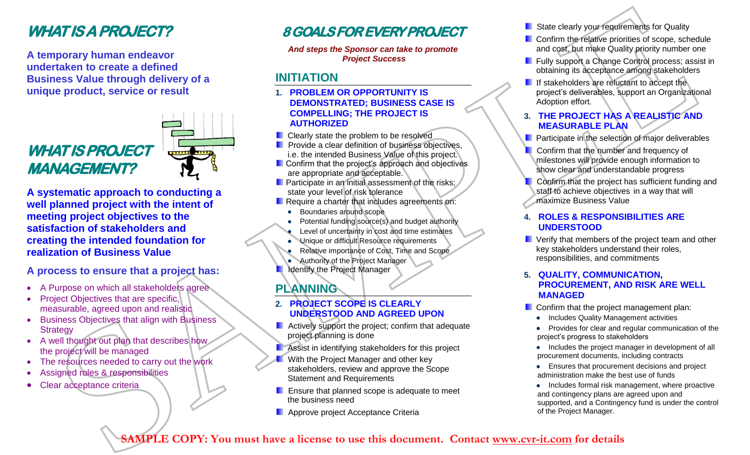# WHAT IS A PROJECT?

**A temporary human endeavor undertaken to create a defined Business Value through delivery of a unique product, service or result**

# WHAT IS PROJECT MANAGEMENT?

**A systematic approach to conducting a well planned project with the intent of meeting project objectives to the satisfaction of stakeholders and creating the intended foundation for realization of Business Value**

### A process to ensure that a project has:

- A Purpose on which all stakeholders agree
- Project Objectives that are specific, measurable, agreed upon and realistic
- Business Objectives that align with Business Strategy
- A well thought out plan that describes how the project will be managed
- The resources needed to carry out the work
- Assigned roles & responsibilities
- Clear acceptance criteria

# 8 GOALS FOR EVERY PROJECT

***And steps the Sponsor can take to promote Project Success***

## INITIATION

### 1. PROBLEM OR OPPORTUNITY IS DEMONSTRATED; BUSINESS CASE IS COMPELLING; THE PROJECT IS AUTHORIZED

- Clearly state the problem to be resolved
- Provide a clear definition of business objectives, i.e. the intended Business Value of this project.
- Confirm that the project's approach and objectives are appropriate and acceptable.
- Participate in an initial assessment of the risks; state your level of risk tolerance
- Require a charter that includes agreements on:
  - Boundaries around scope
  - Potential funding source(s) and budget authority
  - Level of uncertainty in cost and time estimates
  - Unique or difficult Resource requirements
  - Relative importance of Cost, Time and Scope
  - Authority of the Project Manager
- Identify the Project Manager

## PLANNING

### 2. PROJECT SCOPE IS CLEARLY UNDERSTOOD AND AGREED UPON

- Actively support the project; confirm that adequate project planning is done
- Assist in identifying stakeholders for this project
- With the Project Manager and other key stakeholders, review and approve the Scope Statement and Requirements
- Ensure that planned scope is adequate to meet the business need
- Approve project Acceptance Criteria
- State clearly your requirements for Quality
- Confirm the relative priorities of scope, schedule and cost, but make Quality priority number one
- Fully support a Change Control process; assist in obtaining its acceptance among stakeholders
- If stakeholders are reluctant to accept the project's deliverables, support an Organizational Adoption effort.

### 3. THE PROJECT HAS A REALISTIC AND MEASURABLE PLAN

- Participate in the selection of major deliverables
- Confirm that the number and frequency of milestones will provide enough information to show clear and understandable progress
- Confirm that the project has sufficient funding and staff to achieve objectives in a way that will maximize Business Value

### 4. ROLES & RESPONSIBILITIES ARE UNDERSTOOD

- Verify that members of the project team and other key stakeholders understand their roles, responsibilities, and commitments

### 5. QUALITY, COMMUNICATION, PROCUREMENT, AND RISK ARE WELL MANAGED

- Confirm that the project management plan:
  - Includes Quality Management activities
  - Provides for clear and regular communication of the project's progress to stakeholders
  - Includes the project manager in development of all procurement documents, including contracts
  - Ensures that procurement decisions and project administration make the best use of funds
  - Includes formal risk management, where proactive and contingency plans are agreed upon and supported, and a Contingency fund is under the control of the Project Manager.

**SAMPLE COPY: You must have a license to use this document. Contact www.cvr-it.com for details**